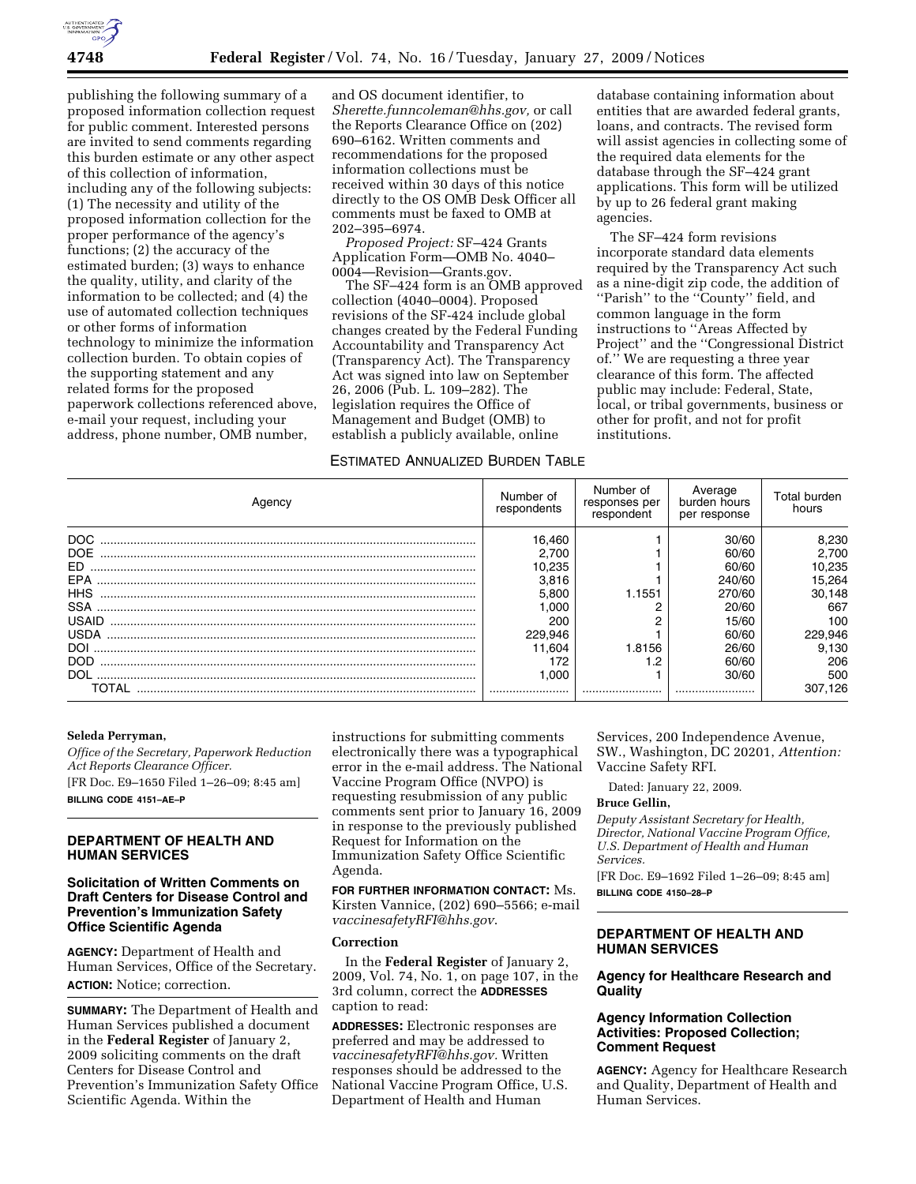publishing the following summary of a proposed information collection request for public comment. Interested persons are invited to send comments regarding this burden estimate or any other aspect of this collection of information, including any of the following subjects: (1) The necessity and utility of the proposed information collection for the proper performance of the agency's functions; (2) the accuracy of the estimated burden; (3) ways to enhance the quality, utility, and clarity of the information to be collected; and (4) the use of automated collection techniques or other forms of information technology to minimize the information collection burden. To obtain copies of the supporting statement and any related forms for the proposed paperwork collections referenced above, e-mail your request, including your address, phone number, OMB number, and OS document identifier, to *Sherette.funncoleman@hhs.gov,* or call the Reports Clearance Office on (202) 690–6162. Written comments and recommendations for the proposed information collections must be received within 30 days of this notice directly to the OS OMB Desk Officer all comments must be faxed to OMB at 202–395–6974.

*Proposed Project:* SF–424 Grants Application Form—OMB No. 4040–0004—Revision—Grants.gov.

The SF–424 form is an OMB approved collection (4040–0004). Proposed revisions of the SF-424 include global changes created by the Federal Funding Accountability and Transparency Act (Transparency Act). The Transparency Act was signed into law on September 26, 2006 (Pub. L. 109–282). The legislation requires the Office of Management and Budget (OMB) to establish a publicly available, online database containing information about entities that are awarded federal grants, loans, and contracts. The revised form will assist agencies in collecting some of the required data elements for the database through the SF–424 grant applications. This form will be utilized by up to 26 federal grant making agencies.

The SF–424 form revisions incorporate standard data elements required by the Transparency Act such as a nine-digit zip code, the addition of ''Parish'' to the ''County'' field, and common language in the form instructions to ''Areas Affected by Project'' and the ''Congressional District of.'' We are requesting a three year clearance of this form. The affected public may include: Federal, State, local, or tribal governments, business or other for profit, and not for profit institutions.

ESTIMATED ANNUALIZED BURDEN TABLE

| Agency | Number of respondents | Number of responses per respondent | Average burden hours per response | Total burden hours |
|---|---|---|---|---|
| DOC | 16,460 | 1 | 30/60 | 8,230 |
| DOE | 2,700 | 1 | 60/60 | 2,700 |
| ED | 10,235 | 1 | 60/60 | 10,235 |
| EPA | 3,816 | 1 | 240/60 | 15,264 |
| HHS | 5,800 | 1.1551 | 270/60 | 30,148 |
| SSA | 1,000 | 2 | 20/60 | 667 |
| USAID | 200 | 2 | 15/60 | 100 |
| USDA | 229,946 | 1 | 60/60 | 229,946 |
| DOI | 11,604 | 1.8156 | 26/60 | 9,130 |
| DOD | 172 | 1.2 | 60/60 | 206 |
| DOL | 1,000 | 1 | 30/60 | 500 |
| TOTAL | | | | 307,126 |

**Seleda Perryman,**

*Office of the Secretary, Paperwork Reduction Act Reports Clearance Officer.*

[FR Doc. E9–1650 Filed 1–26–09; 8:45 am]

**BILLING CODE 4151–AE–P**

## DEPARTMENT OF HEALTH AND HUMAN SERVICES

### Solicitation of Written Comments on Draft Centers for Disease Control and Prevention's Immunization Safety Office Scientific Agenda

**AGENCY:** Department of Health and Human Services, Office of the Secretary.

**ACTION:** Notice; correction.

**SUMMARY:** The Department of Health and Human Services published a document in the **Federal Register** of January 2, 2009 soliciting comments on the draft Centers for Disease Control and Prevention's Immunization Safety Office Scientific Agenda. Within the instructions for submitting comments electronically there was a typographical error in the e-mail address. The National Vaccine Program Office (NVPO) is requesting resubmission of any public comments sent prior to January 16, 2009 in response to the previously published Request for Information on the Immunization Safety Office Scientific Agenda.

**FOR FURTHER INFORMATION CONTACT:** Ms. Kirsten Vannice, (202) 690–5566; e-mail *vaccinesafetyRFI@hhs.gov*.

**Correction**

In the **Federal Register** of January 2, 2009, Vol. 74, No. 1, on page 107, in the 3rd column, correct the **ADDRESSES** caption to read:

**ADDRESSES:** Electronic responses are preferred and may be addressed to *vaccinesafetyRFI@hhs.gov.* Written responses should be addressed to the National Vaccine Program Office, U.S. Department of Health and Human Services, 200 Independence Avenue, SW., Washington, DC 20201, *Attention:* Vaccine Safety RFI.

Dated: January 22, 2009.

**Bruce Gellin,**

*Deputy Assistant Secretary for Health, Director, National Vaccine Program Office, U.S. Department of Health and Human Services.*

[FR Doc. E9–1692 Filed 1–26–09; 8:45 am]

**BILLING CODE 4150–28–P**

## DEPARTMENT OF HEALTH AND HUMAN SERVICES

### Agency for Healthcare Research and Quality

### Agency Information Collection Activities: Proposed Collection; Comment Request

**AGENCY:** Agency for Healthcare Research and Quality, Department of Health and Human Services.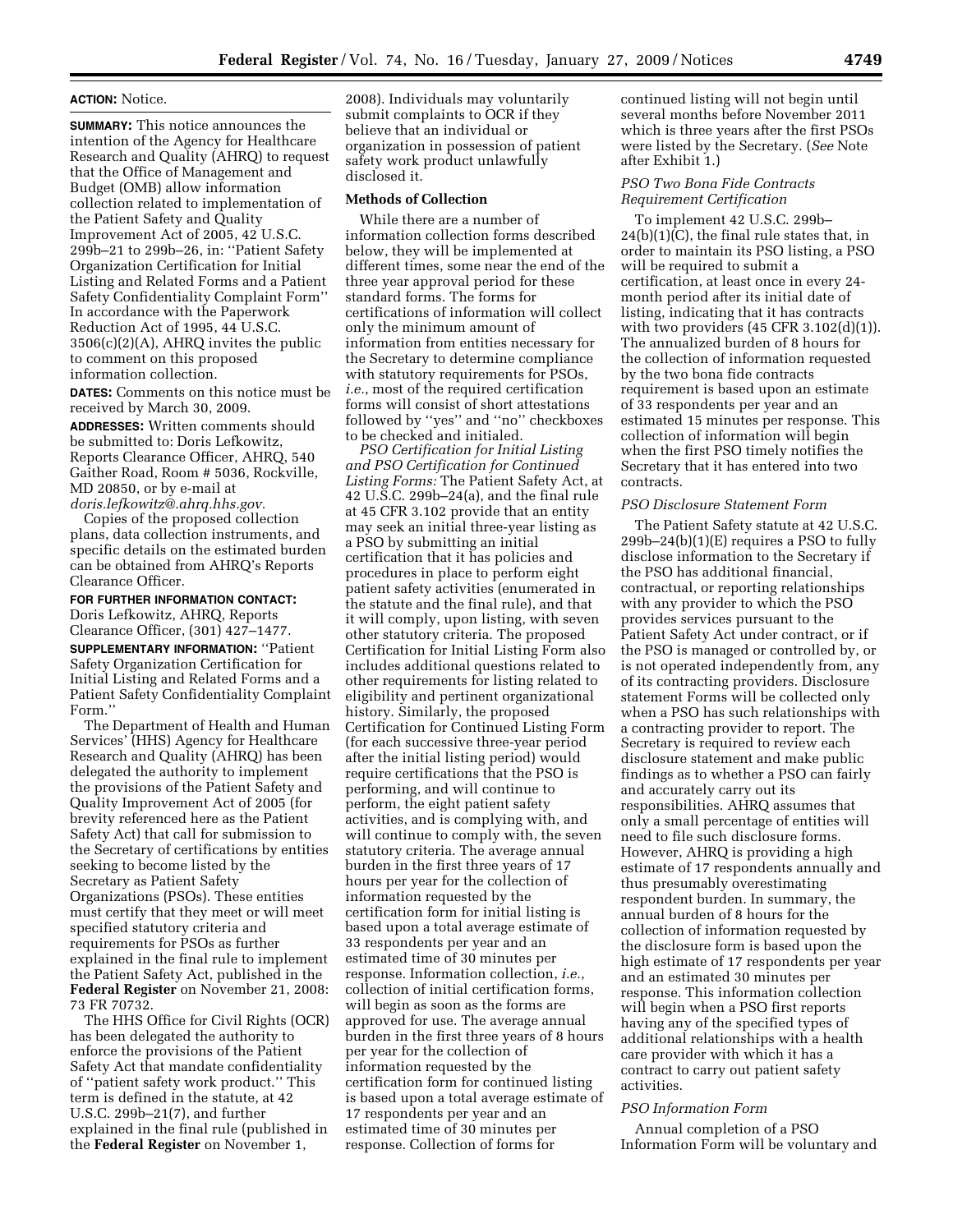**ACTION:** Notice.

**SUMMARY:** This notice announces the intention of the Agency for Healthcare Research and Quality (AHRQ) to request that the Office of Management and Budget (OMB) allow information collection related to implementation of the Patient Safety and Quality Improvement Act of 2005, 42 U.S.C. 299b–21 to 299b–26, in: ''Patient Safety Organization Certification for Initial Listing and Related Forms and a Patient Safety Confidentiality Complaint Form'' In accordance with the Paperwork Reduction Act of 1995, 44 U.S.C. 3506(c)(2)(A), AHRQ invites the public to comment on this proposed information collection.

**DATES:** Comments on this notice must be received by March 30, 2009.

**ADDRESSES:** Written comments should be submitted to: Doris Lefkowitz, Reports Clearance Officer, AHRQ, 540 Gaither Road, Room # 5036, Rockville, MD 20850, or by e-mail at *doris.lefkowitz@.ahrq.hhs.gov.*

Copies of the proposed collection plans, data collection instruments, and specific details on the estimated burden can be obtained from AHRQ's Reports Clearance Officer.

**FOR FURTHER INFORMATION CONTACT:** Doris Lefkowitz, AHRQ, Reports Clearance Officer, (301) 427–1477.

**SUPPLEMENTARY INFORMATION:** ''Patient Safety Organization Certification for Initial Listing and Related Forms and a Patient Safety Confidentiality Complaint Form.''

The Department of Health and Human Services' (HHS) Agency for Healthcare Research and Quality (AHRQ) has been delegated the authority to implement the provisions of the Patient Safety and Quality Improvement Act of 2005 (for brevity referenced here as the Patient Safety Act) that call for submission to the Secretary of certifications by entities seeking to become listed by the Secretary as Patient Safety Organizations (PSOs). These entities must certify that they meet or will meet specified statutory criteria and requirements for PSOs as further explained in the final rule to implement the Patient Safety Act, published in the **Federal Register** on November 21, 2008: 73 FR 70732.

The HHS Office for Civil Rights (OCR) has been delegated the authority to enforce the provisions of the Patient Safety Act that mandate confidentiality of ''patient safety work product.'' This term is defined in the statute, at 42 U.S.C. 299b–21(7), and further explained in the final rule (published in the **Federal Register** on November 1, 2008). Individuals may voluntarily submit complaints to OCR if they believe that an individual or organization in possession of patient safety work product unlawfully disclosed it.

**Methods of Collection**

While there are a number of information collection forms described below, they will be implemented at different times, some near the end of the three year approval period for these standard forms. The forms for certifications of information will collect only the minimum amount of information from entities necessary for the Secretary to determine compliance with statutory requirements for PSOs, *i.e.*, most of the required certification forms will consist of short attestations followed by ''yes'' and ''no'' checkboxes to be checked and initialed.

*PSO Certification for Initial Listing and PSO Certification for Continued Listing Forms:* The Patient Safety Act, at 42 U.S.C. 299b–24(a), and the final rule at 45 CFR 3.102 provide that an entity may seek an initial three-year listing as a PSO by submitting an initial certification that it has policies and procedures in place to perform eight patient safety activities (enumerated in the statute and the final rule), and that it will comply, upon listing, with seven other statutory criteria. The proposed Certification for Initial Listing Form also includes additional questions related to other requirements for listing related to eligibility and pertinent organizational history. Similarly, the proposed Certification for Continued Listing Form (for each successive three-year period after the initial listing period) would require certifications that the PSO is performing, and will continue to perform, the eight patient safety activities, and is complying with, and will continue to comply with, the seven statutory criteria. The average annual burden in the first three years of 17 hours per year for the collection of information requested by the certification form for initial listing is based upon a total average estimate of 33 respondents per year and an estimated time of 30 minutes per response. Information collection, *i.e.*, collection of initial certification forms, will begin as soon as the forms are approved for use. The average annual burden in the first three years of 8 hours per year for the collection of information requested by the certification form for continued listing is based upon a total average estimate of 17 respondents per year and an estimated time of 30 minutes per response. Collection of forms for continued listing will not begin until several months before November 2011 which is three years after the first PSOs were listed by the Secretary. (*See* Note after Exhibit 1.)

*PSO Two Bona Fide Contracts Requirement Certification*

To implement 42 U.S.C. 299b–24(b)(1)(C), the final rule states that, in order to maintain its PSO listing, a PSO will be required to submit a certification, at least once in every 24-month period after its initial date of listing, indicating that it has contracts with two providers (45 CFR 3.102(d)(1)). The annualized burden of 8 hours for the collection of information requested by the two bona fide contracts requirement is based upon an estimate of 33 respondents per year and an estimated 15 minutes per response. This collection of information will begin when the first PSO timely notifies the Secretary that it has entered into two contracts.

*PSO Disclosure Statement Form*

The Patient Safety statute at 42 U.S.C. 299b–24(b)(1)(E) requires a PSO to fully disclose information to the Secretary if the PSO has additional financial, contractual, or reporting relationships with any provider to which the PSO provides services pursuant to the Patient Safety Act under contract, or if the PSO is managed or controlled by, or is not operated independently from, any of its contracting providers. Disclosure statement Forms will be collected only when a PSO has such relationships with a contracting provider to report. The Secretary is required to review each disclosure statement and make public findings as to whether a PSO can fairly and accurately carry out its responsibilities. AHRQ assumes that only a small percentage of entities will need to file such disclosure forms. However, AHRQ is providing a high estimate of 17 respondents annually and thus presumably overestimating respondent burden. In summary, the annual burden of 8 hours for the collection of information requested by the disclosure form is based upon the high estimate of 17 respondents per year and an estimated 30 minutes per response. This information collection will begin when a PSO first reports having any of the specified types of additional relationships with a health care provider with which it has a contract to carry out patient safety activities.

*PSO Information Form*

Annual completion of a PSO Information Form will be voluntary and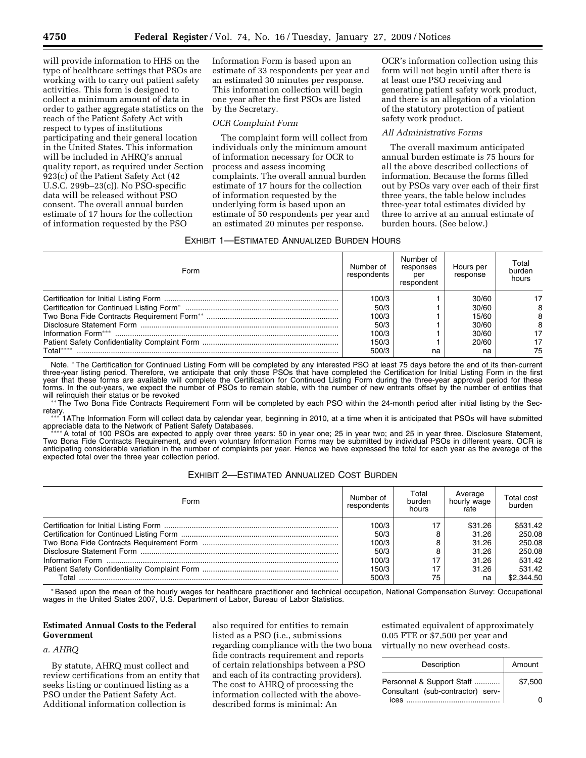will provide information to HHS on the type of healthcare settings that PSOs are working with to carry out patient safety activities. This form is designed to collect a minimum amount of data in order to gather aggregate statistics on the reach of the Patient Safety Act with respect to types of institutions participating and their general location in the United States. This information will be included in AHRQ's annual quality report, as required under Section 923(c) of the Patient Safety Act (42 U.S.C. 299b–23(c)). No PSO-specific data will be released without PSO consent. The overall annual burden estimate of 17 hours for the collection of information requested by the PSO Information Form is based upon an estimate of 33 respondents per year and an estimated 30 minutes per response. This information collection will begin one year after the first PSOs are listed by the Secretary.

*OCR Complaint Form*

The complaint form will collect from individuals only the minimum amount of information necessary for OCR to process and assess incoming complaints. The overall annual burden estimate of 17 hours for the collection of information requested by the underlying form is based upon an estimate of 50 respondents per year and an estimated 20 minutes per response. OCR's information collection using this form will not begin until after there is at least one PSO receiving and generating patient safety work product, and there is an allegation of a violation of the statutory protection of patient safety work product.

*All Administrative Forms*

The overall maximum anticipated annual burden estimate is 75 hours for all the above described collections of information. Because the forms filled out by PSOs vary over each of their first three years, the table below includes three-year total estimates divided by three to arrive at an annual estimate of burden hours. (See below.)

EXHIBIT 1—ESTIMATED ANNUALIZED BURDEN HOURS

| Form | Number of respondents | Number of responses per respondent | Hours per response | Total burden hours |
|---|---|---|---|---|
| Certification for Initial Listing Form | 100/3 | 1 | 30/60 | 17 |
| Certification for Continued Listing Form* | 50/3 | 1 | 30/60 | 8 |
| Two Bona Fide Contracts Requirement Form** | 100/3 | 1 | 15/60 | 8 |
| Disclosure Statement Form | 50/3 | 1 | 30/60 | 8 |
| Information Form*** | 100/3 | 1 | 30/60 | 17 |
| Patient Safety Confidentiality Complaint Form | 150/3 | 1 | 20/60 | 17 |
| Total**** | 500/3 | na | na | 75 |

Note. * The Certification for Continued Listing Form will be completed by any interested PSO at least 75 days before the end of its then-current three-year listing period. Therefore, we anticipate that only those PSOs that have completed the Certification for Initial Listing Form in the first year that these forms are available will complete the Certification for Continued Listing Form during the three-year approval period for these forms. In the out-years, we expect the number of PSOs to remain stable, with the number of new entrants offset by the number of entities that will relinquish their status or be revoked

** The Two Bona Fide Contracts Requirement Form will be completed by each PSO within the 24-month period after initial listing by the Secretary.

*** 1AThe Information Form will collect data by calendar year, beginning in 2010, at a time when it is anticipated that PSOs will have submitted appreciable data to the Network of Patient Safety Databases.

**** A total of 100 PSOs are expected to apply over three years: 50 in year one; 25 in year two; and 25 in year three. Disclosure Statement, Two Bona Fide Contracts Requirement, and even voluntary Information Forms may be submitted by individual PSOs in different years. OCR is anticipating considerable variation in the number of complaints per year. Hence we have expressed the total for each year as the average of the expected total over the three year collection period.

EXHIBIT 2—ESTIMATED ANNUALIZED COST BURDEN

| Form | Number of respondents | Total burden hours | Average hourly wage rate | Total cost burden |
|---|---|---|---|---|
| Certification for Initial Listing Form | 100/3 | 17 | $31.26 | $531.42 |
| Certification for Continued Listing Form | 50/3 | 8 | 31.26 | 250.08 |
| Two Bona Fide Contracts Requirement Form | 100/3 | 8 | 31.26 | 250.08 |
| Disclosure Statement Form | 50/3 | 8 | 31.26 | 250.08 |
| Information Form | 100/3 | 17 | 31.26 | 531.42 |
| Patient Safety Confidentiality Complaint Form | 150/3 | 17 | 31.26 | 531.42 |
| Total | 500/3 | 75 | na | $2,344.50 |

* Based upon the mean of the hourly wages for healthcare practitioner and technical occupation, National Compensation Survey: Occupational wages in the United States 2007, U.S. Department of Labor, Bureau of Labor Statistics.

**Estimated Annual Costs to the Federal Government**

*a. AHRQ*

By statute, AHRQ must collect and review certifications from an entity that seeks listing or continued listing as a PSO under the Patient Safety Act. Additional information collection is also required for entities to remain listed as a PSO (i.e., submissions regarding compliance with the two bona fide contracts requirement and reports of certain relationships between a PSO and each of its contracting providers). The cost to AHRQ of processing the information collected with the above-described forms is minimal: An estimated equivalent of approximately 0.05 FTE or $7,500 per year and virtually no new overhead costs.

| Description | Amount |
|---|---|
| Personnel & Support Staff | $7,500 |
| Consultant (sub-contractor) services | 0 |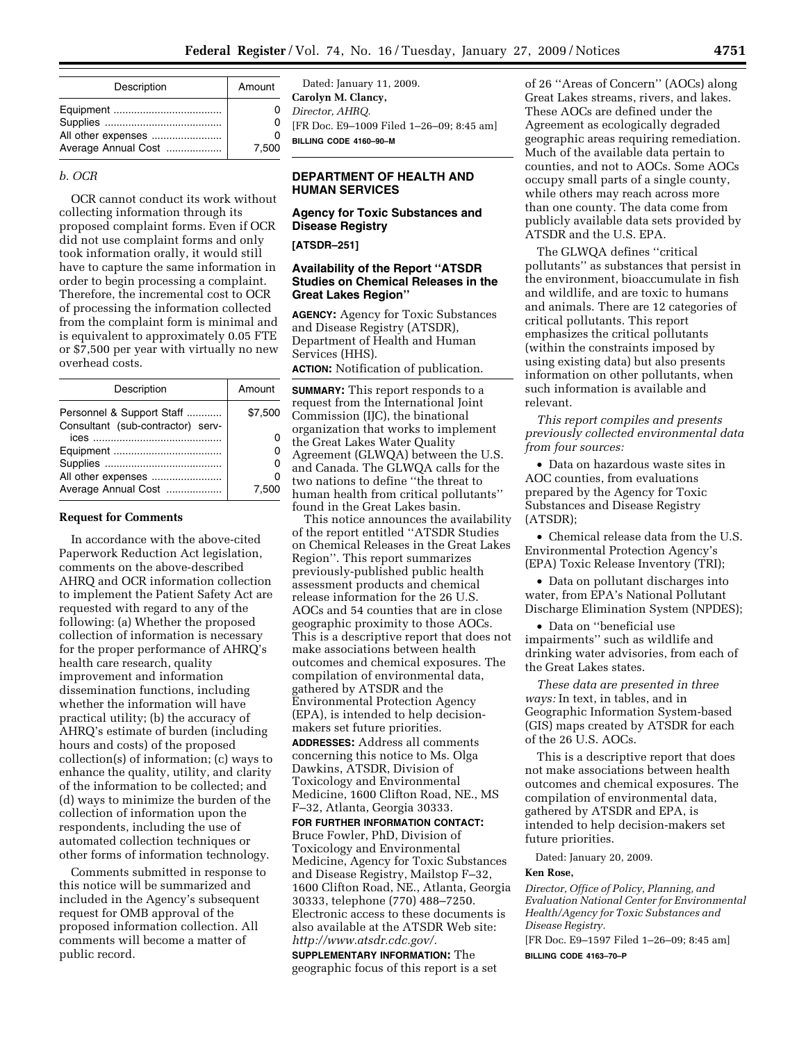| Description | Amount |
| --- | --- |
| Equipment | 0 |
| Supplies | 0 |
| All other expenses | 0 |
| Average Annual Cost | 7,500 |

*b. OCR*

OCR cannot conduct its work without collecting information through its proposed complaint forms. Even if OCR did not use complaint forms and only took information orally, it would still have to capture the same information in order to begin processing a complaint. Therefore, the incremental cost to OCR of processing the information collected from the complaint form is minimal and is equivalent to approximately 0.05 FTE or $7,500 per year with virtually no new overhead costs.

| Description | Amount |
| --- | --- |
| Personnel & Support Staff | $7,500 |
| Consultant (sub-contractor) services | 0 |
| Equipment | 0 |
| Supplies | 0 |
| All other expenses | 0 |
| Average Annual Cost | 7,500 |

**Request for Comments**

In accordance with the above-cited Paperwork Reduction Act legislation, comments on the above-described AHRQ and OCR information collection to implement the Patient Safety Act are requested with regard to any of the following: (a) Whether the proposed collection of information is necessary for the proper performance of AHRQ's health care research, quality improvement and information dissemination functions, including whether the information will have practical utility; (b) the accuracy of AHRQ's estimate of burden (including hours and costs) of the proposed collection(s) of information; (c) ways to enhance the quality, utility, and clarity of the information to be collected; and (d) ways to minimize the burden of the collection of information upon the respondents, including the use of automated collection techniques or other forms of information technology.

Comments submitted in response to this notice will be summarized and included in the Agency's subsequent request for OMB approval of the proposed information collection. All comments will become a matter of public record.

Dated: January 11, 2009.

**Carolyn M. Clancy,**

*Director, AHRQ.*

[FR Doc. E9–1009 Filed 1–26–09; 8:45 am]

**BILLING CODE 4160–90–M**

## DEPARTMENT OF HEALTH AND HUMAN SERVICES

### Agency for Toxic Substances and Disease Registry

**[ATSDR–251]**

### Availability of the Report ''ATSDR Studies on Chemical Releases in the Great Lakes Region''

**AGENCY:** Agency for Toxic Substances and Disease Registry (ATSDR), Department of Health and Human Services (HHS).

**ACTION:** Notification of publication.

**SUMMARY:** This report responds to a request from the International Joint Commission (IJC), the binational organization that works to implement the Great Lakes Water Quality Agreement (GLWQA) between the U.S. and Canada. The GLWQA calls for the two nations to define ''the threat to human health from critical pollutants'' found in the Great Lakes basin.

This notice announces the availability of the report entitled ''ATSDR Studies on Chemical Releases in the Great Lakes Region''. This report summarizes previously-published public health assessment products and chemical release information for the 26 U.S. AOCs and 54 counties that are in close geographic proximity to those AOCs. This is a descriptive report that does not make associations between health outcomes and chemical exposures. The compilation of environmental data, gathered by ATSDR and the Environmental Protection Agency (EPA), is intended to help decision-makers set future priorities.

**ADDRESSES:** Address all comments concerning this notice to Ms. Olga Dawkins, ATSDR, Division of Toxicology and Environmental Medicine, 1600 Clifton Road, NE., MS F–32, Atlanta, Georgia 30333.

**FOR FURTHER INFORMATION CONTACT:** Bruce Fowler, PhD, Division of Toxicology and Environmental Medicine, Agency for Toxic Substances and Disease Registry, Mailstop F–32, 1600 Clifton Road, NE., Atlanta, Georgia 30333, telephone (770) 488–7250. Electronic access to these documents is also available at the ATSDR Web site: *http://www.atsdr.cdc.gov/.*

**SUPPLEMENTARY INFORMATION:** The geographic focus of this report is a set of 26 ''Areas of Concern'' (AOCs) along Great Lakes streams, rivers, and lakes. These AOCs are defined under the Agreement as ecologically degraded geographic areas requiring remediation. Much of the available data pertain to counties, and not to AOCs. Some AOCs occupy small parts of a single county, while others may reach across more than one county. The data come from publicly available data sets provided by ATSDR and the U.S. EPA.

The GLWQA defines ''critical pollutants'' as substances that persist in the environment, bioaccumulate in fish and wildlife, and are toxic to humans and animals. There are 12 categories of critical pollutants. This report emphasizes the critical pollutants (within the constraints imposed by using existing data) but also presents information on other pollutants, when such information is available and relevant.

*This report compiles and presents previously collected environmental data from four sources:*

- Data on hazardous waste sites in AOC counties, from evaluations prepared by the Agency for Toxic Substances and Disease Registry (ATSDR);
- Chemical release data from the U.S. Environmental Protection Agency's (EPA) Toxic Release Inventory (TRI);
- Data on pollutant discharges into water, from EPA's National Pollutant Discharge Elimination System (NPDES);
- Data on ''beneficial use impairments'' such as wildlife and drinking water advisories, from each of the Great Lakes states.

*These data are presented in three ways:* In text, in tables, and in Geographic Information System-based (GIS) maps created by ATSDR for each of the 26 U.S. AOCs.

This is a descriptive report that does not make associations between health outcomes and chemical exposures. The compilation of environmental data, gathered by ATSDR and EPA, is intended to help decision-makers set future priorities.

Dated: January 20, 2009.

**Ken Rose,**

*Director, Office of Policy, Planning, and Evaluation National Center for Environmental Health/Agency for Toxic Substances and Disease Registry.*

[FR Doc. E9–1597 Filed 1–26–09; 8:45 am]

**BILLING CODE 4163–70–P**